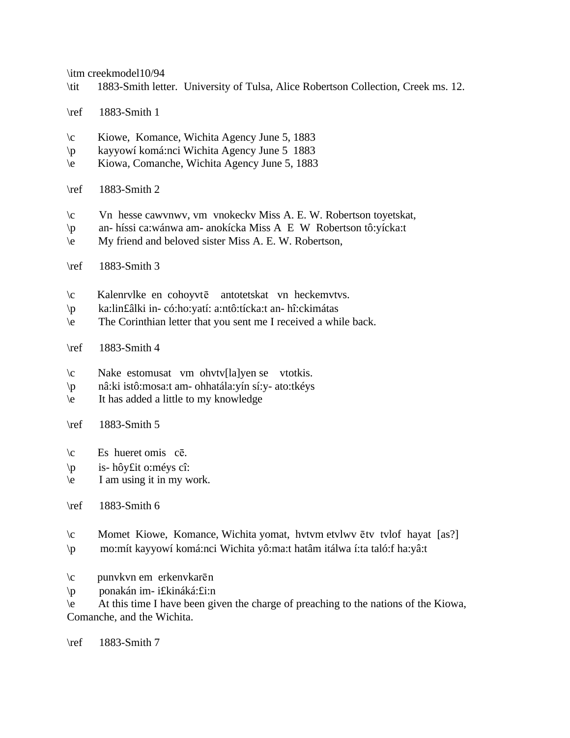\itm creekmodel10/94
\tit 1883-Smith letter. University of Tulsa, Alice Robertson Collection, Creek ms. 12.

\ref 1883-Smith 1

\c Kiowe, Komance, Wichita Agency June 5, 1883
\p kayyowí komá:nci Wichita Agency June 5 1883
\e Kiowa, Comanche, Wichita Agency June 5, 1883

\ref 1883-Smith 2

\c Vn hesse cawvnwv, vm vnokeckv Miss A. E. W. Robertson toyetskat,
\p an- híssi ca:wánwa am- anokícka Miss A E W Robertson tô:yícka:t
\e My friend and beloved sister Miss A. E. W. Robertson,

\ref 1883-Smith 3

\c Kalenrvlke en cohoyvtē antotetskat vn heckemvtvs.
\p ka:lin£âlki in- có:ho:yatí: a:ntô:tícka:t an- hî:ckimátas
\e The Corinthian letter that you sent me I received a while back.

\ref 1883-Smith 4

\c Nake estomusat vm ohvtv[la]yen se vtotkis.
\p nâ:ki istô:mosa:t am- ohhatála:yín sí:y- ato:tkéys
\e It has added a little to my knowledge

\ref 1883-Smith 5

\c Es hueret omis cē.
\p is- hôy£it o:méys cî:
\e I am using it in my work.

\ref 1883-Smith 6

\c Momet Kiowe, Komance, Wichita yomat, hvtvm etvlwv ētv tvlof hayat [as?]
\p mo:mít kayyowí komá:nci Wichita yô:ma:t hatâm itálwa í:ta taló:f ha:yâ:t

\c punvkvn em erkenvkarēn
\p ponakán im- i£kináká:£i:n
\e At this time I have been given the charge of preaching to the nations of the Kiowa, Comanche, and the Wichita.

\ref 1883-Smith 7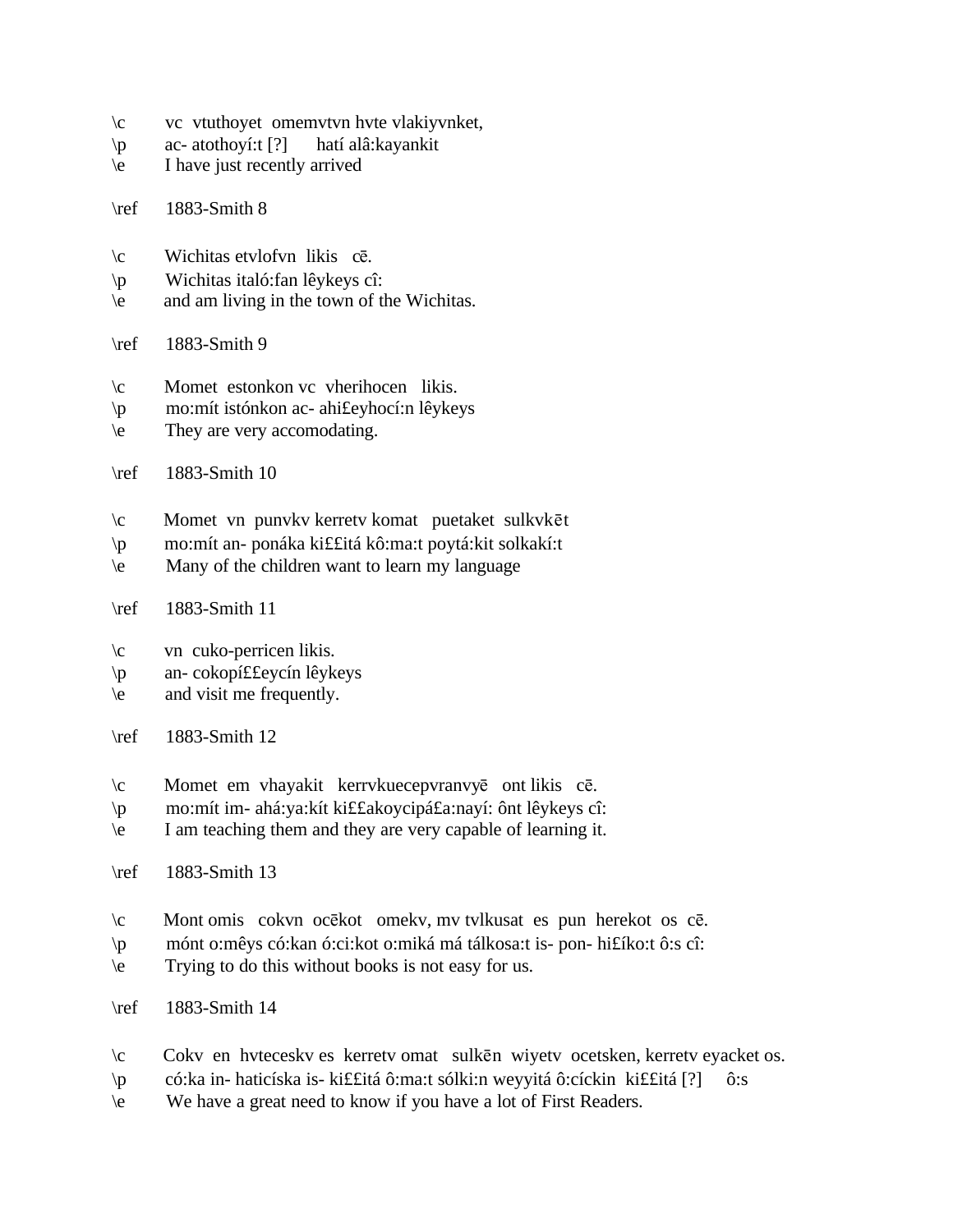\c vc vtuthoyet omemvtvn hvte vlakiyvnket,
\p ac- atothoyí:t [?] hatí alâ:kayankit
\e I have just recently arrived

\ref 1883-Smith 8

\c Wichitas etvlofvn likis cē.
\p Wichitas italó:fan lêykeys cî:
\e and am living in the town of the Wichitas.

\ref 1883-Smith 9

\c Momet estonkon vc vherihocen likis.
\p mo:mít istónkon ac- ahi££eyhocí:n lêykeys
\e They are very accomodating.

\ref 1883-Smith 10

\c Momet vn punvkv kerretv komat puetaket sulkvkēt
\p mo:mít an- ponáka ki££itá kô:ma:t poytá:kit solkakí:t
\e Many of the children want to learn my language

\ref 1883-Smith 11

\c vn cuko-perricen likis.
\p an- cokopí££eycín lêykeys
\e and visit me frequently.

\ref 1883-Smith 12

\c Momet em vhayakit kerrvkuecepvranvyē ont likis cē.
\p mo:mít im- ahá:ya:kít ki££akoycipá£a:nayí: ônt lêykeys cî:
\e I am teaching them and they are very capable of learning it.

\ref 1883-Smith 13

\c Mont omis cokvn ocēkot omekv, mv tvlkusat es pun herekot os cē.
\p mónt o:mêys có:kan ó:ci:kot o:miká má tálkosa:t is- pon- hi£íko:t ô:s cî:
\e Trying to do this without books is not easy for us.

\ref 1883-Smith 14

\c Cokv en hvteceskv es kerretv omat sulkēn wiyetv ocetsken, kerretv eyacket os.
\p có:ka in- haticíska is- ki££itá ô:ma:t sólki:n weyyitá ô:cíckin ki££itá [?] ô:s
\e We have a great need to know if you have a lot of First Readers.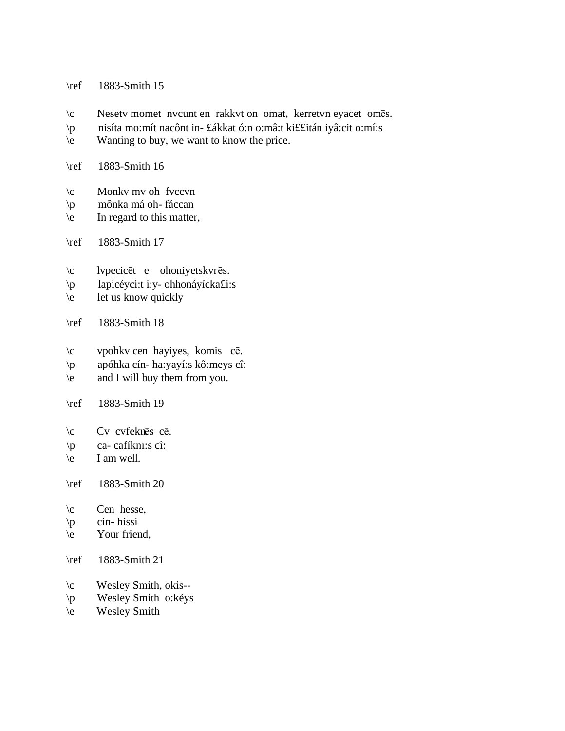\ref 1883-Smith 15

\c Nesetv momet nvcunt en rakkvt on omat, kerretvn eyacet omēs.
\p nisíta mo:mít nacônt in- £ákkat ó:n o:mâ:t ki££itán iyâ:cit o:mí:s
\e Wanting to buy, we want to know the price.

\ref 1883-Smith 16

\c Monkv mv oh fvccvn
\p mônka má oh- fáccan
\e In regard to this matter,

\ref 1883-Smith 17

\c lvpecicēt e ohoniyetskvrēs.
\p lapicéyci:t i:y- ohhonáyícka£i:s
\e let us know quickly

\ref 1883-Smith 18

\c vpohkv cen hayiyes, komis cē.
\p apóhka cín- ha:yayí:s kô:meys cî:
\e and I will buy them from you.

\ref 1883-Smith 19

\c Cv cvfeknēs cē.
\p ca- cafíkni:s cî:
\e I am well.

\ref 1883-Smith 20

\c Cen hesse,
\p cin- híssi
\e Your friend,

\ref 1883-Smith 21

\c Wesley Smith, okis--
\p Wesley Smith o:kéys
\e Wesley Smith